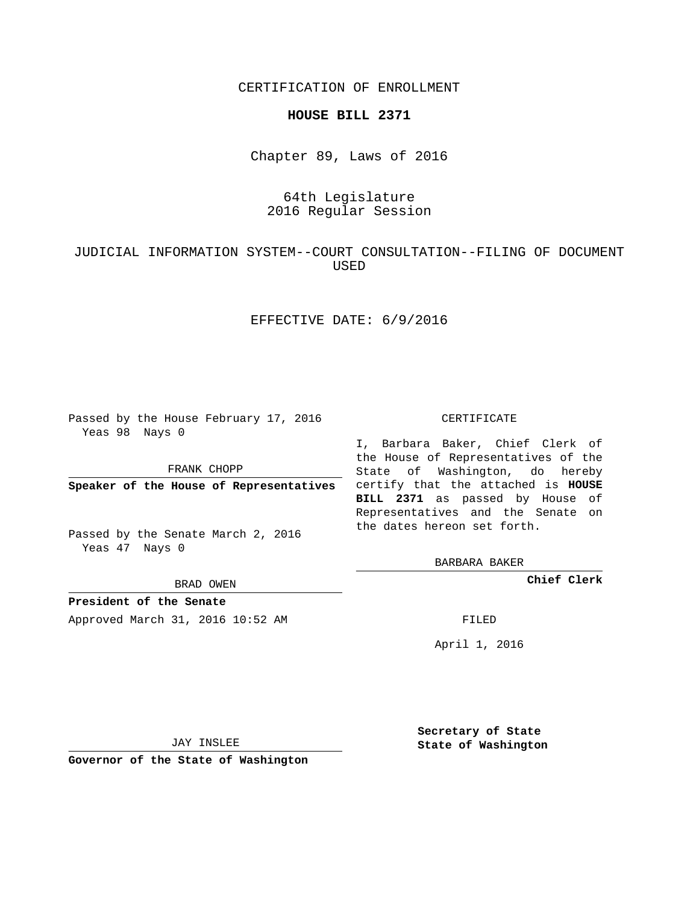CERTIFICATION OF ENROLLMENT

**HOUSE BILL 2371**

Chapter 89, Laws of 2016

64th Legislature
2016 Regular Session

JUDICIAL INFORMATION SYSTEM--COURT CONSULTATION--FILING OF DOCUMENT USED

EFFECTIVE DATE: 6/9/2016

Passed by the House February 17, 2016
Yeas 98 Nays 0

FRANK CHOPP

**Speaker of the House of Representatives**

Passed by the Senate March 2, 2016
Yeas 47 Nays 0

BRAD OWEN

**President of the Senate**

Approved March 31, 2016 10:52 AM

JAY INSLEE

**Governor of the State of Washington**

CERTIFICATE

I, Barbara Baker, Chief Clerk of the House of Representatives of the State of Washington, do hereby certify that the attached is **HOUSE BILL 2371** as passed by House of Representatives and the Senate on the dates hereon set forth.

BARBARA BAKER

**Chief Clerk**

FILED

April 1, 2016

**Secretary of State**
**State of Washington**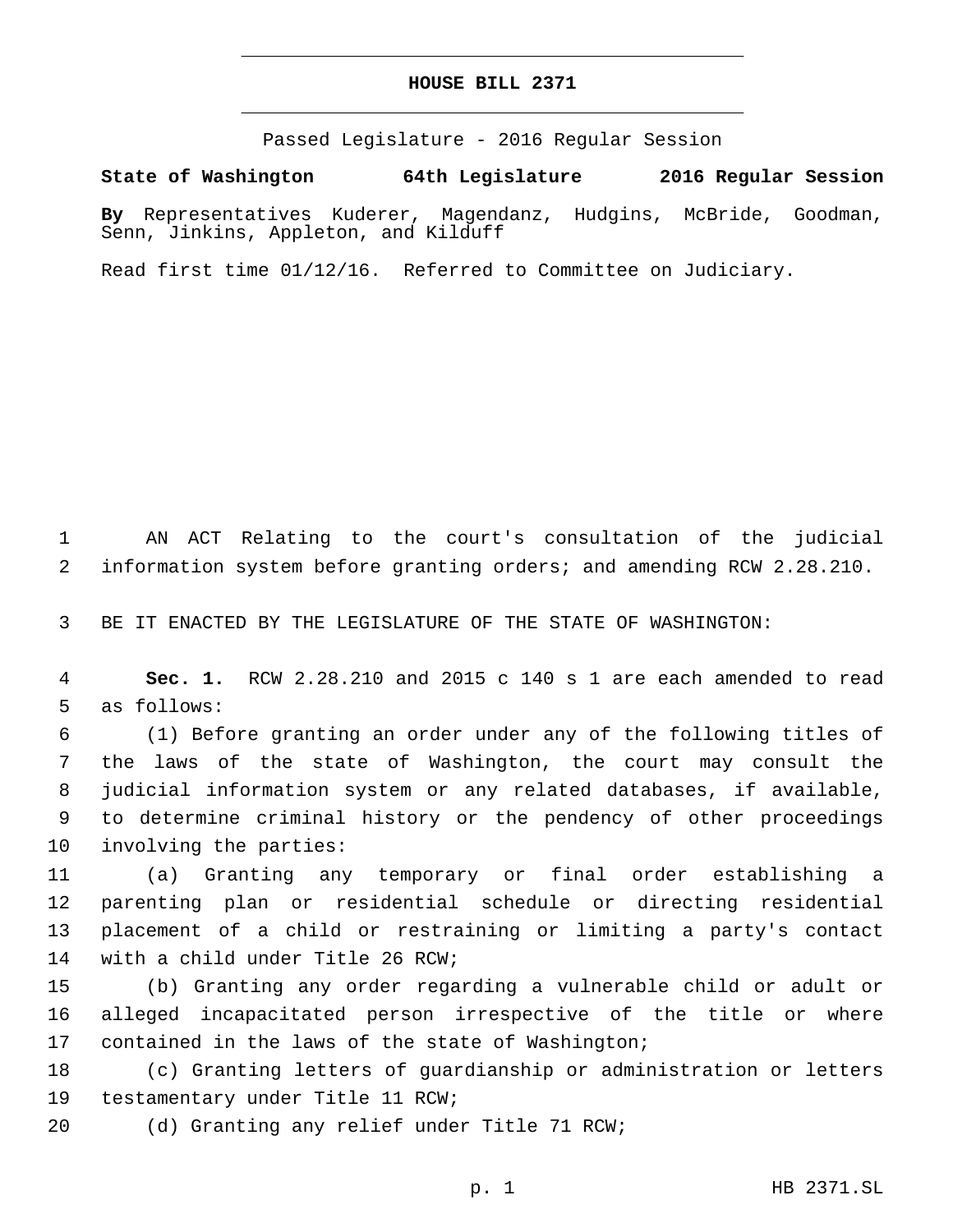# HOUSE BILL 2371

Passed Legislature - 2016 Regular Session

**State of Washington 64th Legislature 2016 Regular Session**

**By** Representatives Kuderer, Magendanz, Hudgins, McBride, Goodman, Senn, Jinkins, Appleton, and Kilduff

Read first time 01/12/16. Referred to Committee on Judiciary.

AN ACT Relating to the court's consultation of the judicial information system before granting orders; and amending RCW 2.28.210.

BE IT ENACTED BY THE LEGISLATURE OF THE STATE OF WASHINGTON:

**Sec. 1.** RCW 2.28.210 and 2015 c 140 s 1 are each amended to read as follows:

(1) Before granting an order under any of the following titles of the laws of the state of Washington, the court may consult the judicial information system or any related databases, if available, to determine criminal history or the pendency of other proceedings involving the parties:

(a) Granting any temporary or final order establishing a parenting plan or residential schedule or directing residential placement of a child or restraining or limiting a party's contact with a child under Title 26 RCW;

(b) Granting any order regarding a vulnerable child or adult or alleged incapacitated person irrespective of the title or where contained in the laws of the state of Washington;

(c) Granting letters of guardianship or administration or letters testamentary under Title 11 RCW;

(d) Granting any relief under Title 71 RCW;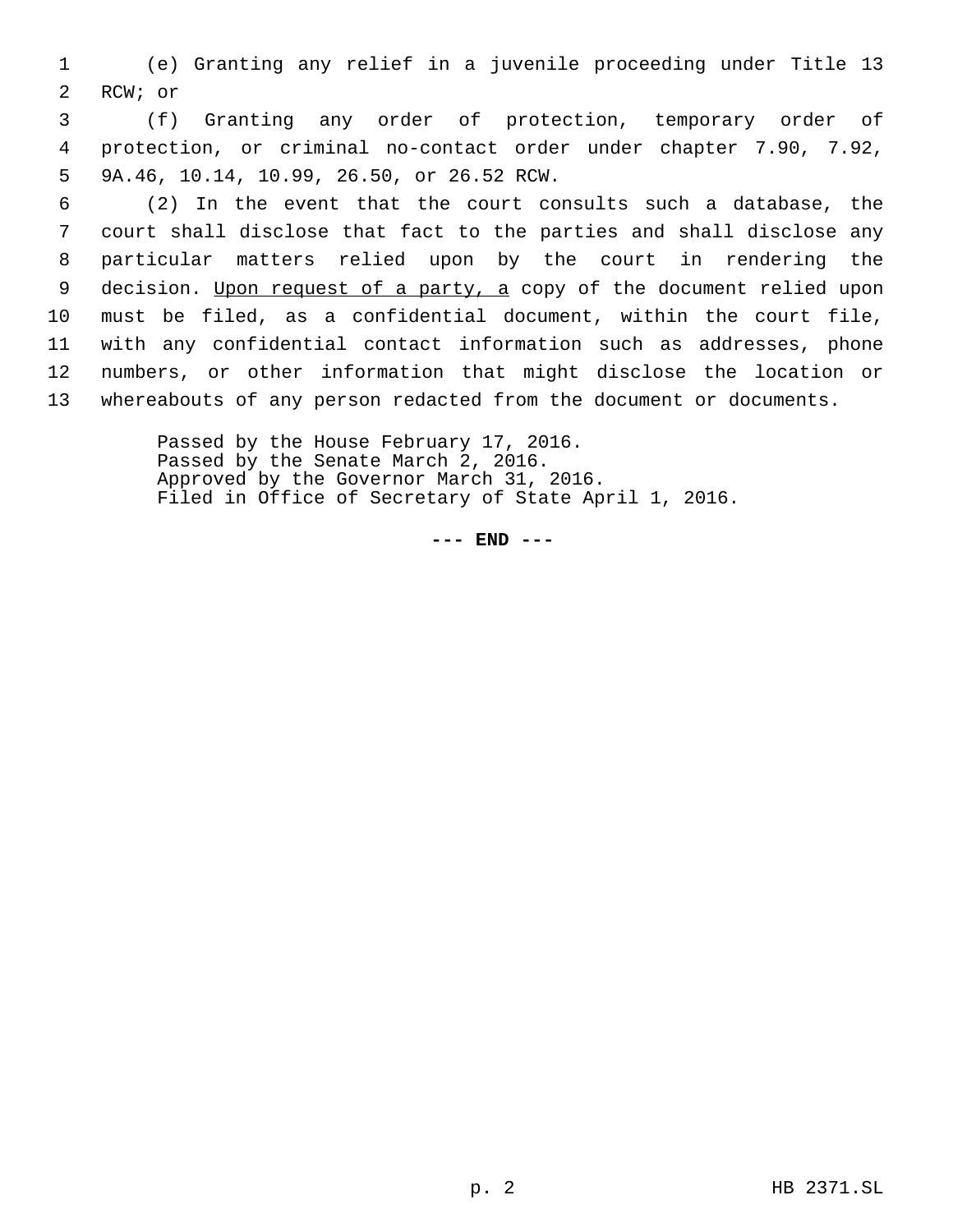(e) Granting any relief in a juvenile proceeding under Title 13 RCW; or

(f) Granting any order of protection, temporary order of protection, or criminal no-contact order under chapter 7.90, 7.92, 9A.46, 10.14, 10.99, 26.50, or 26.52 RCW.

(2) In the event that the court consults such a database, the court shall disclose that fact to the parties and shall disclose any particular matters relied upon by the court in rendering the decision. <u>Upon request of a party, a</u> copy of the document relied upon must be filed, as a confidential document, within the court file, with any confidential contact information such as addresses, phone numbers, or other information that might disclose the location or whereabouts of any person redacted from the document or documents.

Passed by the House February 17, 2016.
Passed by the Senate March 2, 2016.
Approved by the Governor March 31, 2016.
Filed in Office of Secretary of State April 1, 2016.

**--- END ---**